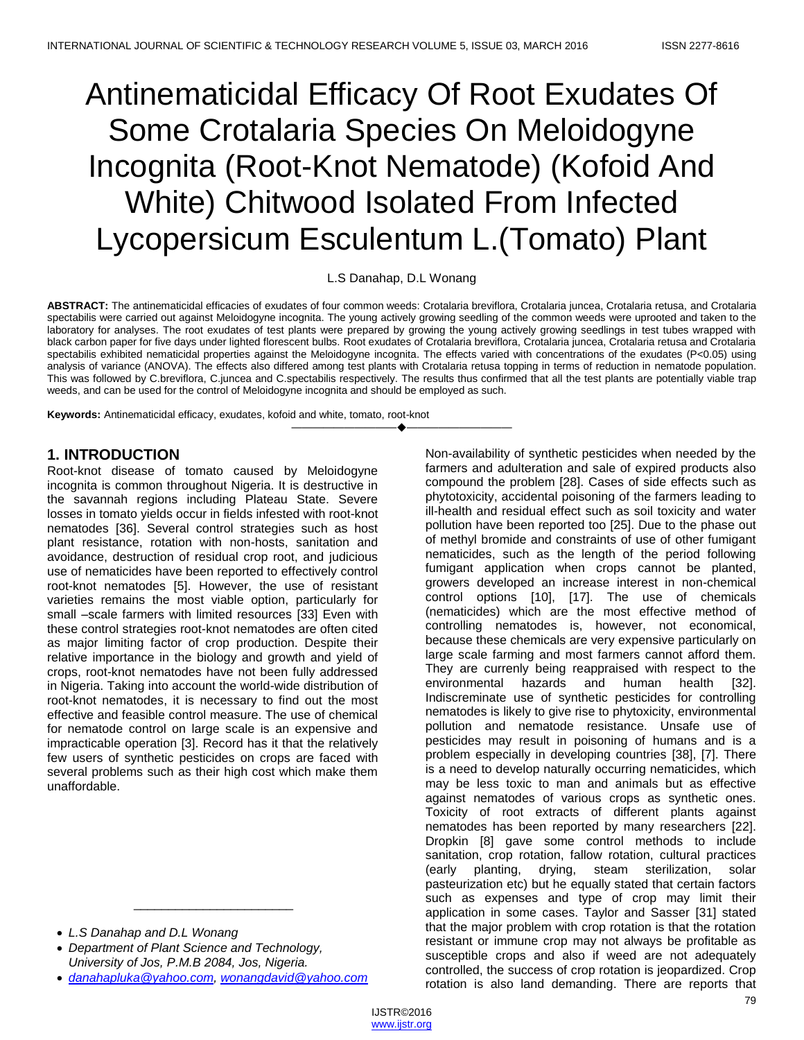# Antinematicidal Efficacy Of Root Exudates Of Some Crotalaria Species On Meloidogyne Incognita (Root-Knot Nematode) (Kofoid And White) Chitwood Isolated From Infected Lycopersicum Esculentum L.(Tomato) Plant

L.S Danahap, D.L Wonang

**ABSTRACT:** The antinematicidal efficacies of exudates of four common weeds: Crotalaria breviflora, Crotalaria juncea, Crotalaria retusa, and Crotalaria spectabilis were carried out against Meloidogyne incognita. The young actively growing seedling of the common weeds were uprooted and taken to the laboratory for analyses. The root exudates of test plants were prepared by growing the young actively growing seedlings in test tubes wrapped with black carbon paper for five days under lighted florescent bulbs. Root exudates of Crotalaria breviflora, Crotalaria juncea, Crotalaria retusa and Crotalaria spectabilis exhibited nematicidal properties against the Meloidogyne incognita. The effects varied with concentrations of the exudates (P<0.05) using analysis of variance (ANOVA). The effects also differed among test plants with Crotalaria retusa topping in terms of reduction in nematode population. This was followed by C.breviflora, C.juncea and C.spectabilis respectively. The results thus confirmed that all the test plants are potentially viable trap weeds, and can be used for the control of Meloidogyne incognita and should be employed as such.

**Keywords:** Antinematicidal efficacy, exudates, kofoid and white, tomato, root-knot

## 1. INTRODUCTION

Root-knot disease of tomato caused by Meloidogyne incognita is common throughout Nigeria. It is destructive in the savannah regions including Plateau State. Severe losses in tomato yields occur in fields infested with root-knot nematodes [36]. Several control strategies such as host plant resistance, rotation with non-hosts, sanitation and avoidance, destruction of residual crop root, and judicious use of nematicides have been reported to effectively control root-knot nematodes [5]. However, the use of resistant varieties remains the most viable option, particularly for small –scale farmers with limited resources [33] Even with these control strategies root-knot nematodes are often cited as major limiting factor of crop production. Despite their relative importance in the biology and growth and yield of crops, root-knot nematodes have not been fully addressed in Nigeria. Taking into account the world-wide distribution of root-knot nematodes, it is necessary to find out the most effective and feasible control measure. The use of chemical for nematode control on large scale is an expensive and impracticable operation [3]. Record has it that the relatively few users of synthetic pesticides on crops are faced with several problems such as their high cost which make them unaffordable. Non-availability of synthetic pesticides when needed by the farmers and adulteration and sale of expired products also compound the problem [28]. Cases of side effects such as phytotoxicity, accidental poisoning of the farmers leading to ill-health and residual effect such as soil toxicity and water pollution have been reported too [25]. Due to the phase out of methyl bromide and constraints of use of other fumigant nematicides, such as the length of the period following fumigant application when crops cannot be planted, growers developed an increase interest in non-chemical control options [10], [17]. The use of chemicals (nematicides) which are the most effective method of controlling nematodes is, however, not economical, because these chemicals are very expensive particularly on large scale farming and most farmers cannot afford them. They are currenly being reappraised with respect to the environmental hazards and human health [32]. Indiscreminate use of synthetic pesticides for controlling nematodes is likely to give rise to phytoxicity, environmental pollution and nematode resistance. Unsafe use of pesticides may result in poisoning of humans and is a problem especially in developing countries [38], [7]. There is a need to develop naturally occurring nematicides, which may be less toxic to man and animals but as effective against nematodes of various crops as synthetic ones. Toxicity of root extracts of different plants against nematodes has been reported by many researchers [22]. Dropkin [8] gave some control methods to include sanitation, crop rotation, fallow rotation, cultural practices (early planting, drying, steam sterilization, solar pasteurization etc) but he equally stated that certain factors such as expenses and type of crop may limit their application in some cases. Taylor and Sasser [31] stated that the major problem with crop rotation is that the rotation resistant or immune crop may not always be profitable as susceptible crops and also if weed are not adequately controlled, the success of crop rotation is jeopardized. Crop rotation is also land demanding. There are reports that

- *L.S Danahap and D.L Wonang*
- *Department of Plant Science and Technology, University of Jos, P.M.B 2084, Jos, Nigeria.*
- *danahapluka@yahoo.com, wonangdavid@yahoo.com*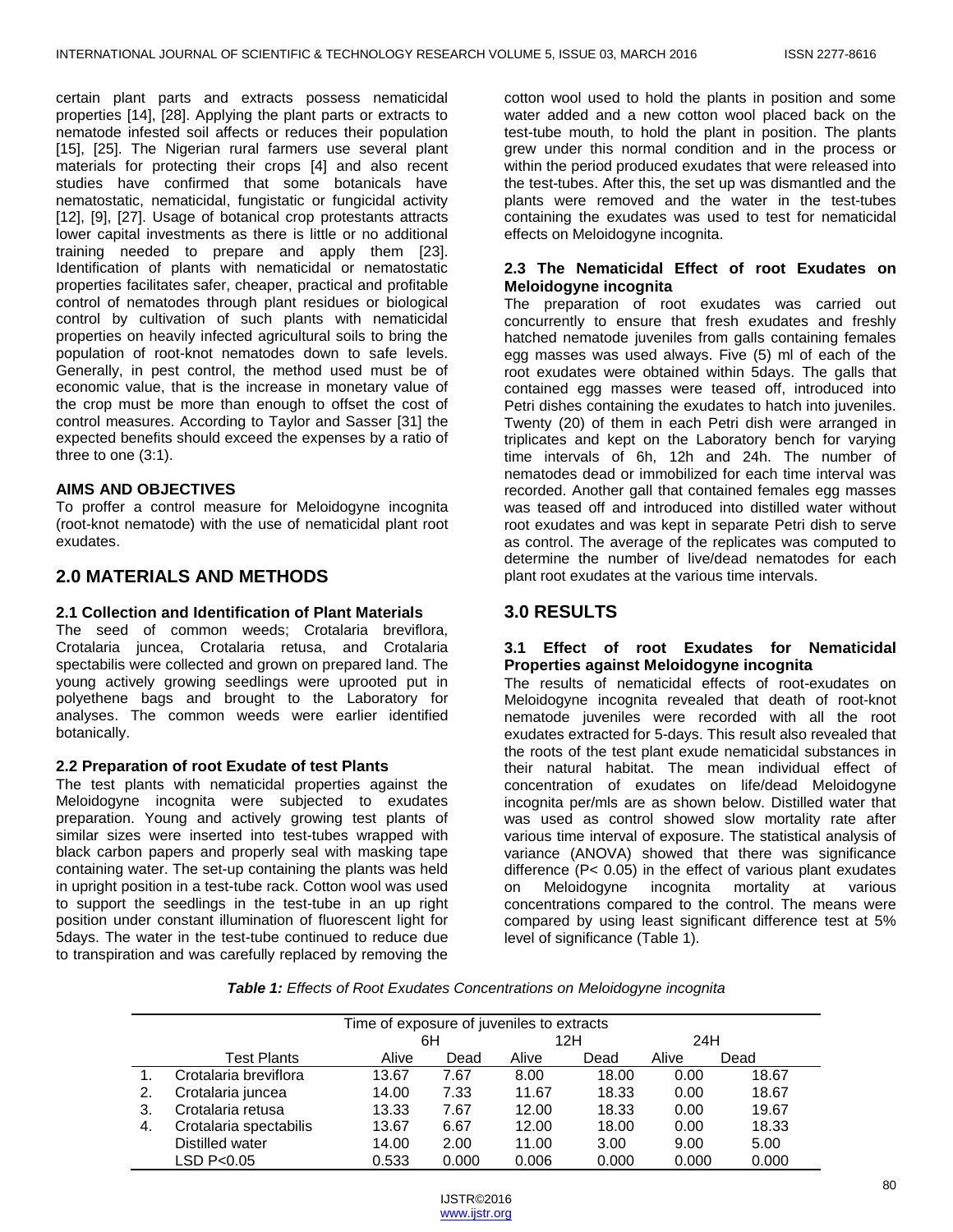certain plant parts and extracts possess nematicidal properties [14], [28]. Applying the plant parts or extracts to nematode infested soil affects or reduces their population [15], [25]. The Nigerian rural farmers use several plant materials for protecting their crops [4] and also recent studies have confirmed that some botanicals have nematostatic, nematicidal, fungistatic or fungicidal activity [12], [9], [27]. Usage of botanical crop protestants attracts lower capital investments as there is little or no additional training needed to prepare and apply them [23]. Identification of plants with nematicidal or nematostatic properties facilitates safer, cheaper, practical and profitable control of nematodes through plant residues or biological control by cultivation of such plants with nematicidal properties on heavily infected agricultural soils to bring the population of root-knot nematodes down to safe levels. Generally, in pest control, the method used must be of economic value, that is the increase in monetary value of the crop must be more than enough to offset the cost of control measures. According to Taylor and Sasser [31] the expected benefits should exceed the expenses by a ratio of three to one (3:1).

### AIMS AND OBJECTIVES

To proffer a control measure for Meloidogyne incognita (root-knot nematode) with the use of nematicidal plant root exudates.

## 2.0 MATERIALS AND METHODS

### 2.1 Collection and Identification of Plant Materials

The seed of common weeds; Crotalaria breviflora, Crotalaria juncea, Crotalaria retusa, and Crotalaria spectabilis were collected and grown on prepared land. The young actively growing seedlings were uprooted put in polyethene bags and brought to the Laboratory for analyses. The common weeds were earlier identified botanically.

### 2.2 Preparation of root Exudate of test Plants

The test plants with nematicidal properties against the Meloidogyne incognita were subjected to exudates preparation. Young and actively growing test plants of similar sizes were inserted into test-tubes wrapped with black carbon papers and properly seal with masking tape containing water. The set-up containing the plants was held in upright position in a test-tube rack. Cotton wool was used to support the seedlings in the test-tube in an up right position under constant illumination of fluorescent light for 5days. The water in the test-tube continued to reduce due to transpiration and was carefully replaced by removing the cotton wool used to hold the plants in position and some water added and a new cotton wool placed back on the test-tube mouth, to hold the plant in position. The plants grew under this normal condition and in the process or within the period produced exudates that were released into the test-tubes. After this, the set up was dismantled and the plants were removed and the water in the test-tubes containing the exudates was used to test for nematicidal effects on Meloidogyne incognita.

### 2.3 The Nematicidal Effect of root Exudates on Meloidogyne incognita

The preparation of root exudates was carried out concurrently to ensure that fresh exudates and freshly hatched nematode juveniles from galls containing females egg masses was used always. Five (5) ml of each of the root exudates were obtained within 5days. The galls that contained egg masses were teased off, introduced into Petri dishes containing the exudates to hatch into juveniles. Twenty (20) of them in each Petri dish were arranged in triplicates and kept on the Laboratory bench for varying time intervals of 6h, 12h and 24h. The number of nematodes dead or immobilized for each time interval was recorded. Another gall that contained females egg masses was teased off and introduced into distilled water without root exudates and was kept in separate Petri dish to serve as control. The average of the replicates was computed to determine the number of live/dead nematodes for each plant root exudates at the various time intervals.

## 3.0 RESULTS

### 3.1 Effect of root Exudates for Nematicidal Properties against Meloidogyne incognita

The results of nematicidal effects of root-exudates on Meloidogyne incognita revealed that death of root-knot nematode juveniles were recorded with all the root exudates extracted for 5-days. This result also revealed that the roots of the test plant exude nematicidal substances in their natural habitat. The mean individual effect of concentration of exudates on life/dead Meloidogyne incognita per/mls are as shown below. Distilled water that was used as control showed slow mortality rate after various time interval of exposure. The statistical analysis of variance (ANOVA) showed that there was significance difference ($P < 0.05$) in the effect of various plant exudates on Meloidogyne incognita mortality at various concentrations compared to the control. The means were compared by using least significant difference test at 5% level of significance (Table 1).

***Table 1:** Effects of Root Exudates Concentrations on Meloidogyne incognita*

| | | Time of exposure of juveniles to extracts | | | | | |
|---|---|---|---|---|---|---|---|
| | | 6H | | 12H | | 24H | |
| | Test Plants | Alive | Dead | Alive | Dead | Alive | Dead |
| 1. | Crotalaria breviflora | 13.67 | 7.67 | 8.00 | 18.00 | 0.00 | 18.67 |
| 2. | Crotalaria juncea | 14.00 | 7.33 | 11.67 | 18.33 | 0.00 | 18.67 |
| 3. | Crotalaria retusa | 13.33 | 7.67 | 12.00 | 18.33 | 0.00 | 19.67 |
| 4. | Crotalaria spectabilis | 13.67 | 6.67 | 12.00 | 18.00 | 0.00 | 18.33 |
| | Distilled water | 14.00 | 2.00 | 11.00 | 3.00 | 9.00 | 5.00 |
| | LSD P<0.05 | 0.533 | 0.000 | 0.006 | 0.000 | 0.000 | 0.000 |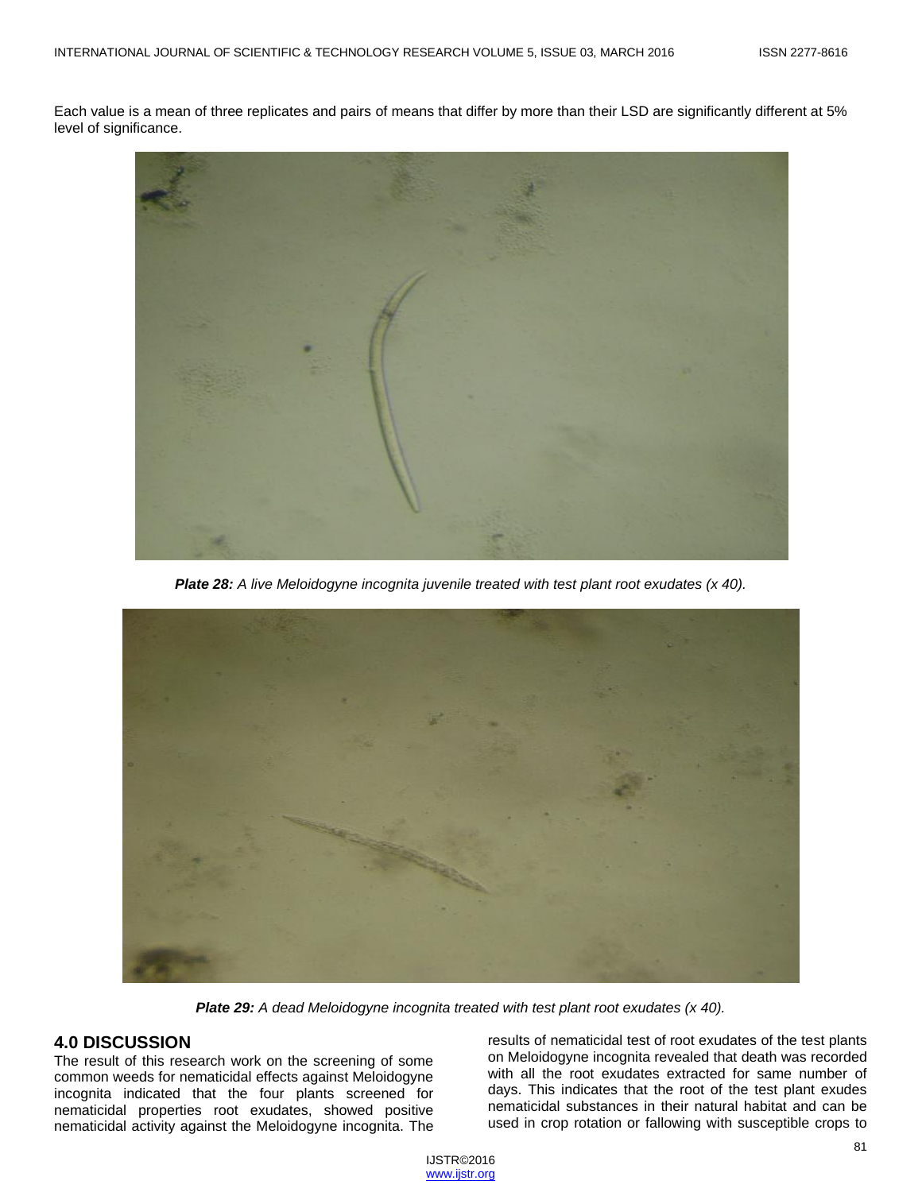Each value is a mean of three replicates and pairs of means that differ by more than their LSD are significantly different at 5% level of significance.

***Plate 28:*** *A live Meloidogyne incognita juvenile treated with test plant root exudates (x 40).*

***Plate 29:*** *A dead Meloidogyne incognita treated with test plant root exudates (x 40).*

## 4.0 DISCUSSION

The result of this research work on the screening of some common weeds for nematicidal effects against Meloidogyne incognita indicated that the four plants screened for nematicidal properties root exudates, showed positive nematicidal activity against the Meloidogyne incognita. The results of nematicidal test of root exudates of the test plants on Meloidogyne incognita revealed that death was recorded with all the root exudates extracted for same number of days. This indicates that the root of the test plant exudes nematicidal substances in their natural habitat and can be used in crop rotation or fallowing with susceptible crops to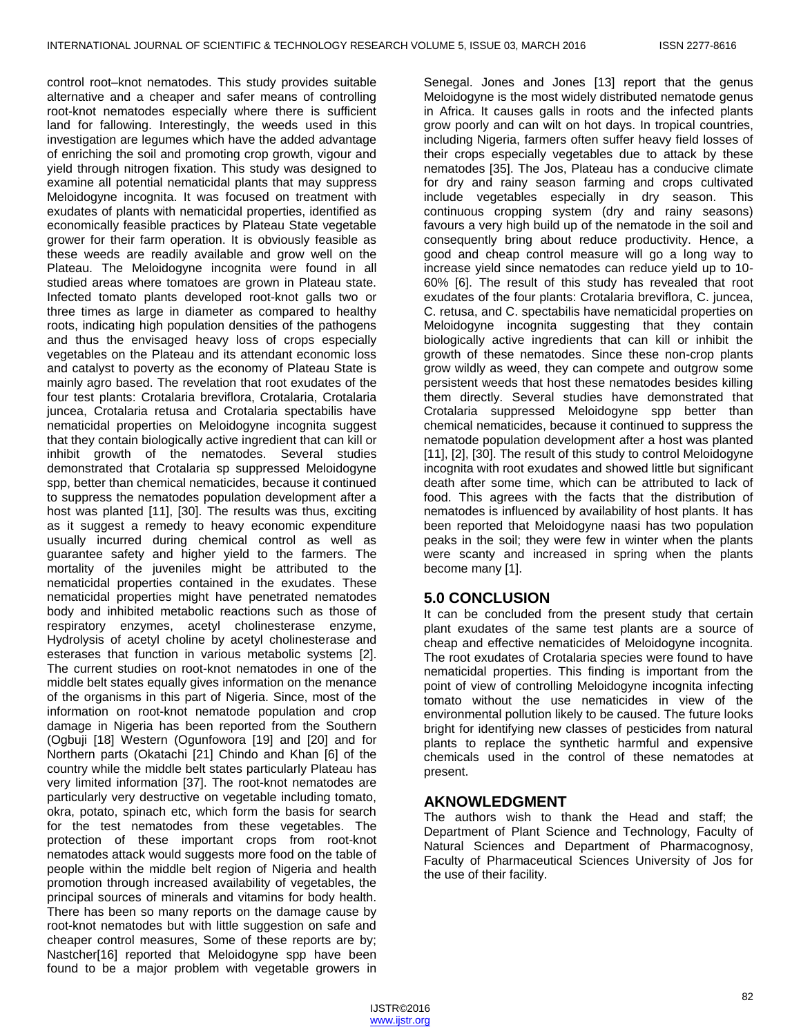control root–knot nematodes. This study provides suitable alternative and a cheaper and safer means of controlling root-knot nematodes especially where there is sufficient land for fallowing. Interestingly, the weeds used in this investigation are legumes which have the added advantage of enriching the soil and promoting crop growth, vigour and yield through nitrogen fixation. This study was designed to examine all potential nematicidal plants that may suppress Meloidogyne incognita. It was focused on treatment with exudates of plants with nematicidal properties, identified as economically feasible practices by Plateau State vegetable grower for their farm operation. It is obviously feasible as these weeds are readily available and grow well on the Plateau. The Meloidogyne incognita were found in all studied areas where tomatoes are grown in Plateau state. Infected tomato plants developed root-knot galls two or three times as large in diameter as compared to healthy roots, indicating high population densities of the pathogens and thus the envisaged heavy loss of crops especially vegetables on the Plateau and its attendant economic loss and catalyst to poverty as the economy of Plateau State is mainly agro based. The revelation that root exudates of the four test plants: Crotalaria breviflora, Crotalaria, Crotalaria juncea, Crotalaria retusa and Crotalaria spectabilis have nematicidal properties on Meloidogyne incognita suggest that they contain biologically active ingredient that can kill or inhibit growth of the nematodes. Several studies demonstrated that Crotalaria sp suppressed Meloidogyne spp, better than chemical nematicides, because it continued to suppress the nematodes population development after a host was planted [11], [30]. The results was thus, exciting as it suggest a remedy to heavy economic expenditure usually incurred during chemical control as well as guarantee safety and higher yield to the farmers. The mortality of the juveniles might be attributed to the nematicidal properties contained in the exudates. These nematicidal properties might have penetrated nematodes body and inhibited metabolic reactions such as those of respiratory enzymes, acetyl cholinesterase enzyme, Hydrolysis of acetyl choline by acetyl cholinesterase and esterases that function in various metabolic systems [2]. The current studies on root-knot nematodes in one of the middle belt states equally gives information on the menance of the organisms in this part of Nigeria. Since, most of the information on root-knot nematode population and crop damage in Nigeria has been reported from the Southern (Ogbuji [18] Western (Ogunfowora [19] and [20] and for Northern parts (Okatachi [21] Chindo and Khan [6] of the country while the middle belt states particularly Plateau has very limited information [37]. The root-knot nematodes are particularly very destructive on vegetable including tomato, okra, potato, spinach etc, which form the basis for search for the test nematodes from these vegetables. The protection of these important crops from root-knot nematodes attack would suggests more food on the table of people within the middle belt region of Nigeria and health promotion through increased availability of vegetables, the principal sources of minerals and vitamins for body health. There has been so many reports on the damage cause by root-knot nematodes but with little suggestion on safe and cheaper control measures, Some of these reports are by; Nastcher[16] reported that Meloidogyne spp have been found to be a major problem with vegetable growers in Senegal. Jones and Jones [13] report that the genus Meloidogyne is the most widely distributed nematode genus in Africa. It causes galls in roots and the infected plants grow poorly and can wilt on hot days. In tropical countries, including Nigeria, farmers often suffer heavy field losses of their crops especially vegetables due to attack by these nematodes [35]. The Jos, Plateau has a conducive climate for dry and rainy season farming and crops cultivated include vegetables especially in dry season. This continuous cropping system (dry and rainy seasons) favours a very high build up of the nematode in the soil and consequently bring about reduce productivity. Hence, a good and cheap control measure will go a long way to increase yield since nematodes can reduce yield up to 10-60% [6]. The result of this study has revealed that root exudates of the four plants: Crotalaria breviflora, C. juncea, C. retusa, and C. spectabilis have nematicidal properties on Meloidogyne incognita suggesting that they contain biologically active ingredients that can kill or inhibit the growth of these nematodes. Since these non-crop plants grow wildly as weed, they can compete and outgrow some persistent weeds that host these nematodes besides killing them directly. Several studies have demonstrated that Crotalaria suppressed Meloidogyne spp better than chemical nematicides, because it continued to suppress the nematode population development after a host was planted [11], [2], [30]. The result of this study to control Meloidogyne incognita with root exudates and showed little but significant death after some time, which can be attributed to lack of food. This agrees with the facts that the distribution of nematodes is influenced by availability of host plants. It has been reported that Meloidogyne naasi has two population peaks in the soil; they were few in winter when the plants were scanty and increased in spring when the plants become many [1].

## 5.0 CONCLUSION

It can be concluded from the present study that certain plant exudates of the same test plants are a source of cheap and effective nematicides of Meloidogyne incognita. The root exudates of Crotalaria species were found to have nematicidal properties. This finding is important from the point of view of controlling Meloidogyne incognita infecting tomato without the use nematicides in view of the environmental pollution likely to be caused. The future looks bright for identifying new classes of pesticides from natural plants to replace the synthetic harmful and expensive chemicals used in the control of these nematodes at present.

## AKNOWLEDGMENT

The authors wish to thank the Head and staff; the Department of Plant Science and Technology, Faculty of Natural Sciences and Department of Pharmacognosy, Faculty of Pharmaceutical Sciences University of Jos for the use of their facility.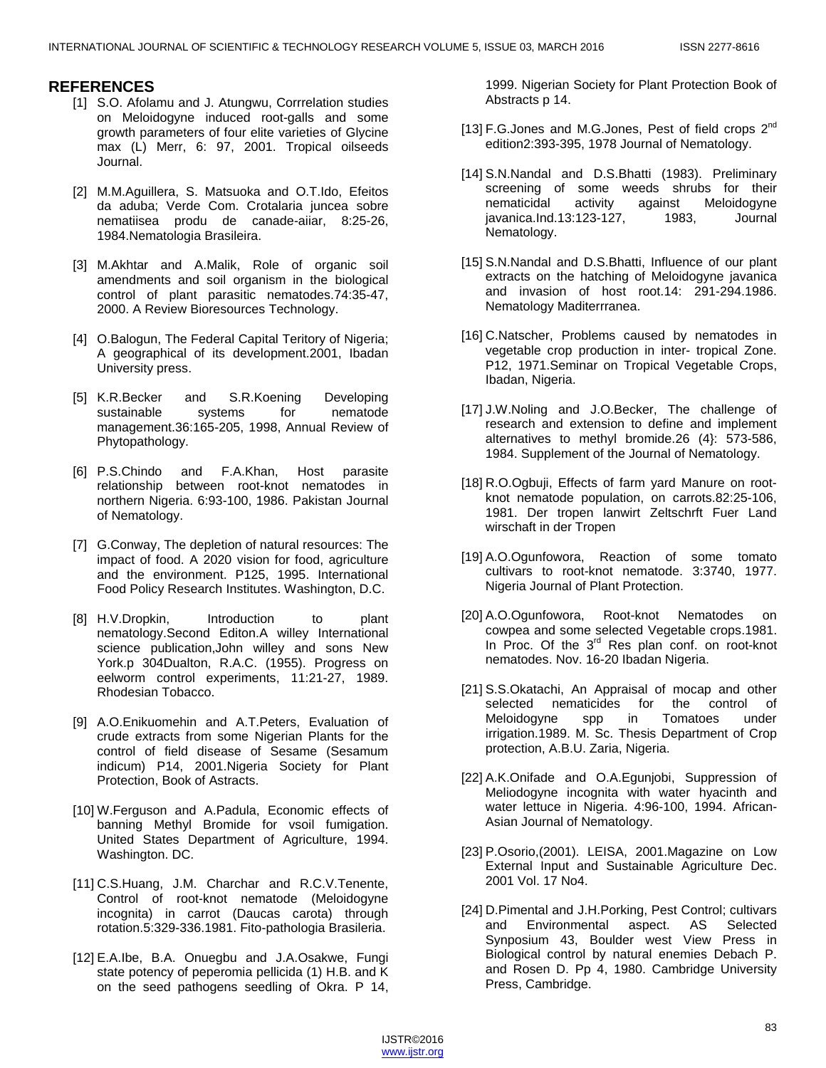## REFERENCES

[1] S.O. Afolamu and J. Atungwu, Corrrelation studies on Meloidogyne induced root-galls and some growth parameters of four elite varieties of Glycine max (L) Merr, 6: 97, 2001. Tropical oilseeds Journal.

[2] M.M.Aguillera, S. Matsuoka and O.T.Ido, Efeitos da aduba; Verde Com. Crotalaria juncea sobre nematiisea produ de canade-aiiar, 8:25-26, 1984.Nematologia Brasileira.

[3] M.Akhtar and A.Malik, Role of organic soil amendments and soil organism in the biological control of plant parasitic nematodes.74:35-47, 2000. A Review Bioresources Technology.

[4] O.Balogun, The Federal Capital Teritory of Nigeria; A geographical of its development.2001, Ibadan University press.

[5] K.R.Becker and S.R.Koening Developing sustainable systems for nematode management.36:165-205, 1998, Annual Review of Phytopathology.

[6] P.S.Chindo and F.A.Khan, Host parasite relationship between root-knot nematodes in northern Nigeria. 6:93-100, 1986. Pakistan Journal of Nematology.

[7] G.Conway, The depletion of natural resources: The impact of food. A 2020 vision for food, agriculture and the environment. P125, 1995. International Food Policy Research Institutes. Washington, D.C.

[8] H.V.Dropkin, Introduction to plant nematology.Second Editon.A willey International science publication,John willey and sons New York.p 304Dualton, R.A.C. (1955). Progress on eelworm control experiments, 11:21-27, 1989. Rhodesian Tobacco.

[9] A.O.Enikuomehin and A.T.Peters, Evaluation of crude extracts from some Nigerian Plants for the control of field disease of Sesame (Sesamum indicum) P14, 2001.Nigeria Society for Plant Protection, Book of Astracts.

[10] W.Ferguson and A.Padula, Economic effects of banning Methyl Bromide for vsoil fumigation. United States Department of Agriculture, 1994. Washington. DC.

[11] C.S.Huang, J.M. Charchar and R.C.V.Tenente, Control of root-knot nematode (Meloidogyne incognita) in carrot (Daucas carota) through rotation.5:329-336.1981. Fito-pathologia Brasileria.

[12] E.A.Ibe, B.A. Onuegbu and J.A.Osakwe, Fungi state potency of peperomia pellicida (1) H.B. and K on the seed pathogens seedling of Okra. P 14, 1999. Nigerian Society for Plant Protection Book of Abstracts p 14.

[13] F.G.Jones and M.G.Jones, Pest of field crops 2nd edition2:393-395, 1978 Journal of Nematology.

[14] S.N.Nandal and D.S.Bhatti (1983). Preliminary screening of some weeds shrubs for their nematicidal activity against Meloidogyne javanica.Ind.13:123-127, 1983, Journal Nematology.

[15] S.N.Nandal and D.S.Bhatti, Influence of our plant extracts on the hatching of Meloidogyne javanica and invasion of host root.14: 291-294.1986. Nematology Maditerrranea.

[16] C.Natscher, Problems caused by nematodes in vegetable crop production in inter- tropical Zone. P12, 1971.Seminar on Tropical Vegetable Crops, Ibadan, Nigeria.

[17] J.W.Noling and J.O.Becker, The challenge of research and extension to define and implement alternatives to methyl bromide.26 (4}: 573-586, 1984. Supplement of the Journal of Nematology.

[18] R.O.Ogbuji, Effects of farm yard Manure on root-knot nematode population, on carrots.82:25-106, 1981. Der tropen lanwirt Zeltschrft Fuer Land wirschaft in der Tropen

[19] A.O.Ogunfowora, Reaction of some tomato cultivars to root-knot nematode. 3:3740, 1977. Nigeria Journal of Plant Protection.

[20] A.O.Ogunfowora, Root-knot Nematodes on cowpea and some selected Vegetable crops.1981. In Proc. Of the 3rd Res plan conf. on root-knot nematodes. Nov. 16-20 Ibadan Nigeria.

[21] S.S.Okatachi, An Appraisal of mocap and other selected nematicides for the control of Meloidogyne spp in Tomatoes under irrigation.1989. M. Sc. Thesis Department of Crop protection, A.B.U. Zaria, Nigeria.

[22] A.K.Onifade and O.A.Egunjobi, Suppression of Meliodogyne incognita with water hyacinth and water lettuce in Nigeria. 4:96-100, 1994. African-Asian Journal of Nematology.

[23] P.Osorio,(2001). LEISA, 2001.Magazine on Low External Input and Sustainable Agriculture Dec. 2001 Vol. 17 No4.

[24] D.Pimental and J.H.Porking, Pest Control; cultivars and Environmental aspect. AS Selected Synposium 43, Boulder west View Press in Biological control by natural enemies Debach P. and Rosen D. Pp 4, 1980. Cambridge University Press, Cambridge.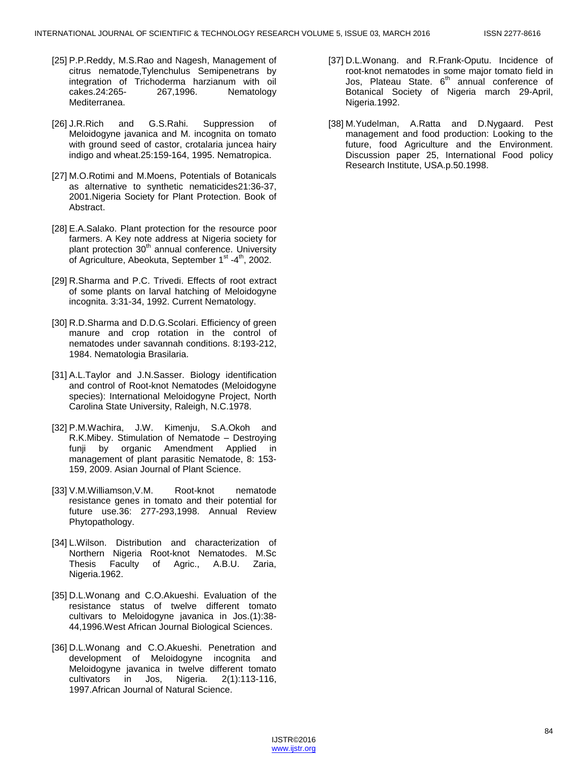[25] P.P.Reddy, M.S.Rao and Nagesh, Management of citrus nematode,Tylenchulus Semipenetrans by integration of Trichoderma harzianum with oil cakes.24:265- 267,1996. Nematology Mediterranea.

[26] J.R.Rich and G.S.Rahi. Suppression of Meloidogyne javanica and M. incognita on tomato with ground seed of castor, crotalaria juncea hairy indigo and wheat.25:159-164, 1995. Nematropica.

[27] M.O.Rotimi and M.Moens, Potentials of Botanicals as alternative to synthetic nematicides21:36-37, 2001.Nigeria Society for Plant Protection. Book of Abstract.

[28] E.A.Salako. Plant protection for the resource poor farmers. A Key note address at Nigeria society for plant protection 30th annual conference. University of Agriculture, Abeokuta, September 1st -4th, 2002.

[29] R.Sharma and P.C. Trivedi. Effects of root extract of some plants on larval hatching of Meloidogyne incognita. 3:31-34, 1992. Current Nematology.

[30] R.D.Sharma and D.D.G.Scolari. Efficiency of green manure and crop rotation in the control of nematodes under savannah conditions. 8:193-212, 1984. Nematologia Brasilaria.

[31] A.L.Taylor and J.N.Sasser. Biology identification and control of Root-knot Nematodes (Meloidogyne species): International Meloidogyne Project, North Carolina State University, Raleigh, N.C.1978.

[32] P.M.Wachira, J.W. Kimenju, S.A.Okoh and R.K.Mibey. Stimulation of Nematode – Destroying funji by organic Amendment Applied in management of plant parasitic Nematode, 8: 153-159, 2009. Asian Journal of Plant Science.

[33] V.M.Williamson,V.M. Root-knot nematode resistance genes in tomato and their potential for future use.36: 277-293,1998. Annual Review Phytopathology.

[34] L.Wilson. Distribution and characterization of Northern Nigeria Root-knot Nematodes. M.Sc Thesis Faculty of Agric., A.B.U. Zaria, Nigeria.1962.

[35] D.L.Wonang and C.O.Akueshi. Evaluation of the resistance status of twelve different tomato cultivars to Meloidogyne javanica in Jos.(1):38-44,1996.West African Journal Biological Sciences.

[36] D.L.Wonang and C.O.Akueshi. Penetration and development of Meloidogyne incognita and Meloidogyne javanica in twelve different tomato cultivators in Jos, Nigeria. 2(1):113-116, 1997.African Journal of Natural Science.

[37] D.L.Wonang. and R.Frank-Oputu. Incidence of root-knot nematodes in some major tomato field in Jos, Plateau State. 6th annual conference of Botanical Society of Nigeria march 29-April, Nigeria.1992.

[38] M.Yudelman, A.Ratta and D.Nygaard. Pest management and food production: Looking to the future, food Agriculture and the Environment. Discussion paper 25, International Food policy Research Institute, USA.p.50.1998.